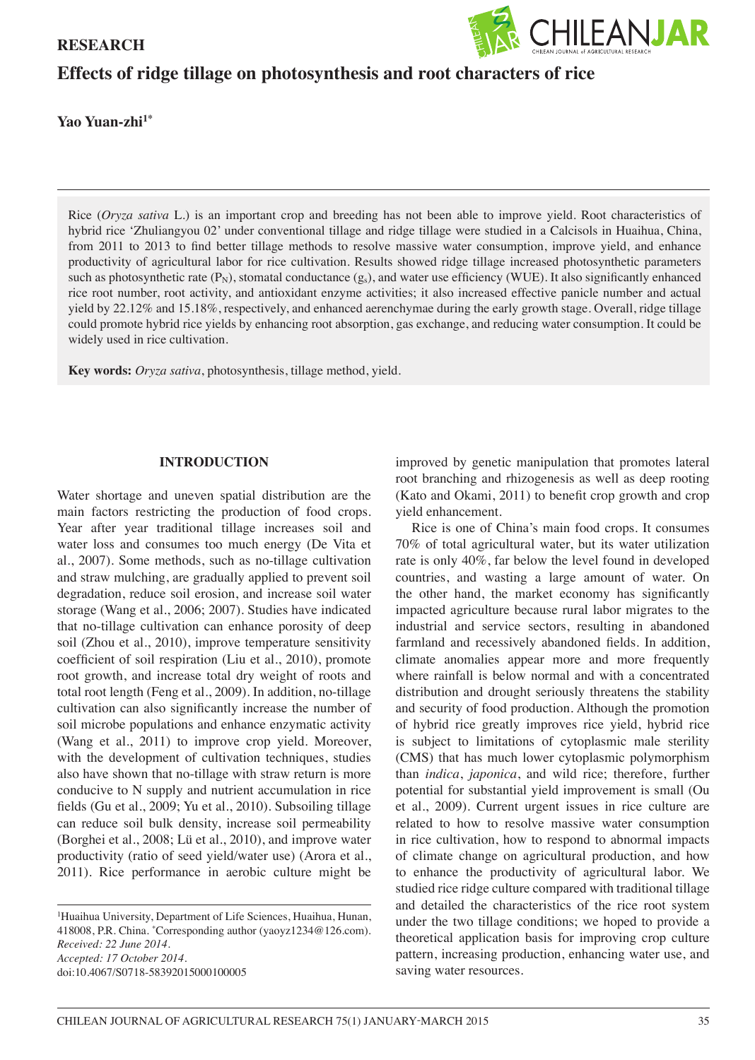**RESEARCH**

# Effects of ridge tillage on photosynthesis and root characters of rice

**Yao Yuan-zhi[1*]**

Rice (*Oryza sativa* L.) is an important crop and breeding has not been able to improve yield. Root characteristics of hybrid rice 'Zhuliangyou 02' under conventional tillage and ridge tillage were studied in a Calcisols in Huaihua, China, from 2011 to 2013 to find better tillage methods to resolve massive water consumption, improve yield, and enhance productivity of agricultural labor for rice cultivation. Results showed ridge tillage increased photosynthetic parameters such as photosynthetic rate ($P_N$), stomatal conductance ($g_s$), and water use efficiency (WUE). It also significantly enhanced rice root number, root activity, and antioxidant enzyme activities; it also increased effective panicle number and actual yield by 22.12% and 15.18%, respectively, and enhanced aerenchymae during the early growth stage. Overall, ridge tillage could promote hybrid rice yields by enhancing root absorption, gas exchange, and reducing water consumption. It could be widely used in rice cultivation.

**Key words:** *Oryza sativa*, photosynthesis, tillage method, yield.

## INTRODUCTION

Water shortage and uneven spatial distribution are the main factors restricting the production of food crops. Year after year traditional tillage increases soil and water loss and consumes too much energy (De Vita et al., 2007). Some methods, such as no-tillage cultivation and straw mulching, are gradually applied to prevent soil degradation, reduce soil erosion, and increase soil water storage (Wang et al., 2006; 2007). Studies have indicated that no-tillage cultivation can enhance porosity of deep soil (Zhou et al., 2010), improve temperature sensitivity coefficient of soil respiration (Liu et al., 2010), promote root growth, and increase total dry weight of roots and total root length (Feng et al., 2009). In addition, no-tillage cultivation can also significantly increase the number of soil microbe populations and enhance enzymatic activity (Wang et al., 2011) to improve crop yield. Moreover, with the development of cultivation techniques, studies also have shown that no-tillage with straw return is more conducive to N supply and nutrient accumulation in rice fields (Gu et al., 2009; Yu et al., 2010). Subsoiling tillage can reduce soil bulk density, increase soil permeability (Borghei et al., 2008; Lü et al., 2010), and improve water productivity (ratio of seed yield/water use) (Arora et al., 2011). Rice performance in aerobic culture might be improved by genetic manipulation that promotes lateral root branching and rhizogenesis as well as deep rooting (Kato and Okami, 2011) to benefit crop growth and crop yield enhancement.

Rice is one of China's main food crops. It consumes 70% of total agricultural water, but its water utilization rate is only 40%, far below the level found in developed countries, and wasting a large amount of water. On the other hand, the market economy has significantly impacted agriculture because rural labor migrates to the industrial and service sectors, resulting in abandoned farmland and recessively abandoned fields. In addition, climate anomalies appear more and more frequently where rainfall is below normal and with a concentrated distribution and drought seriously threatens the stability and security of food production. Although the promotion of hybrid rice greatly improves rice yield, hybrid rice is subject to limitations of cytoplasmic male sterility (CMS) that has much lower cytoplasmic polymorphism than *indica*, *japonica*, and wild rice; therefore, further potential for substantial yield improvement is small (Ou et al., 2009). Current urgent issues in rice culture are related to how to resolve massive water consumption in rice cultivation, how to respond to abnormal impacts of climate change on agricultural production, and how to enhance the productivity of agricultural labor. We studied rice ridge culture compared with traditional tillage and detailed the characteristics of the rice root system under the two tillage conditions; we hoped to provide a theoretical application basis for improving crop culture pattern, increasing production, enhancing water use, and saving water resources.

[1]Huaihua University, Department of Life Sciences, Huaihua, Hunan, 418008, P.R. China. [*]Corresponding author (yaoyz1234@126.com).
*Received: 22 June 2014.*
*Accepted: 17 October 2014.*
doi:10.4067/S0718-58392015000100005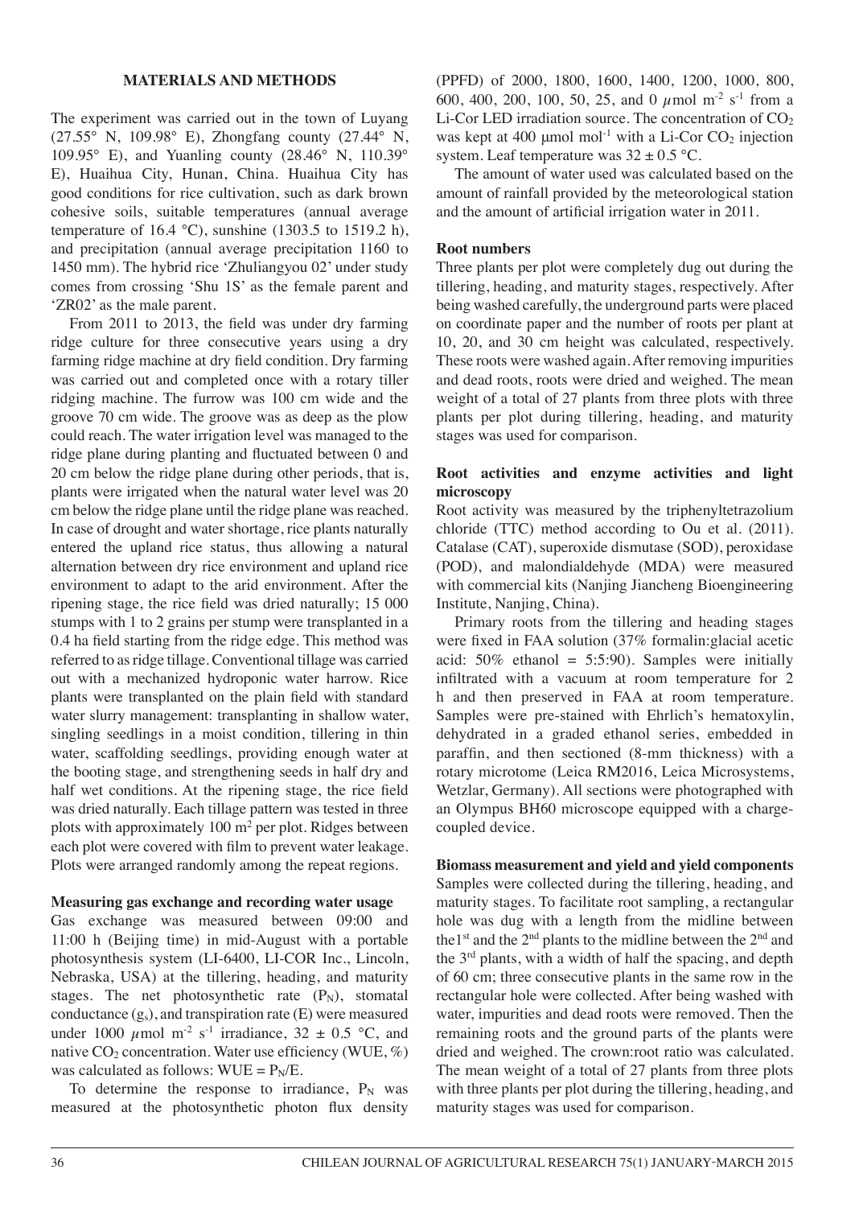## MATERIALS AND METHODS

The experiment was carried out in the town of Luyang (27.55° N, 109.98° E), Zhongfang county (27.44° N, 109.95° E), and Yuanling county (28.46° N, 110.39° E), Huaihua City, Hunan, China. Huaihua City has good conditions for rice cultivation, such as dark brown cohesive soils, suitable temperatures (annual average temperature of 16.4 °C), sunshine (1303.5 to 1519.2 h), and precipitation (annual average precipitation 1160 to 1450 mm). The hybrid rice 'Zhuliangyou 02' under study comes from crossing 'Shu 1S' as the female parent and 'ZR02' as the male parent.

From 2011 to 2013, the field was under dry farming ridge culture for three consecutive years using a dry farming ridge machine at dry field condition. Dry farming was carried out and completed once with a rotary tiller ridging machine. The furrow was 100 cm wide and the groove 70 cm wide. The groove was as deep as the plow could reach. The water irrigation level was managed to the ridge plane during planting and fluctuated between 0 and 20 cm below the ridge plane during other periods, that is, plants were irrigated when the natural water level was 20 cm below the ridge plane until the ridge plane was reached. In case of drought and water shortage, rice plants naturally entered the upland rice status, thus allowing a natural alternation between dry rice environment and upland rice environment to adapt to the arid environment. After the ripening stage, the rice field was dried naturally; 15 000 stumps with 1 to 2 grains per stump were transplanted in a 0.4 ha field starting from the ridge edge. This method was referred to as ridge tillage. Conventional tillage was carried out with a mechanized hydroponic water harrow. Rice plants were transplanted on the plain field with standard water slurry management: transplanting in shallow water, singling seedlings in a moist condition, tillering in thin water, scaffolding seedlings, providing enough water at the booting stage, and strengthening seeds in half dry and half wet conditions. At the ripening stage, the rice field was dried naturally. Each tillage pattern was tested in three plots with approximately 100 $m^2$ per plot. Ridges between each plot were covered with film to prevent water leakage. Plots were arranged randomly among the repeat regions.

### Measuring gas exchange and recording water usage

Gas exchange was measured between 09:00 and 11:00 h (Beijing time) in mid-August with a portable photosynthesis system (LI-6400, LI-COR Inc., Lincoln, Nebraska, USA) at the tillering, heading, and maturity stages. The net photosynthetic rate ($P_N$), stomatal conductance ($g_s$), and transpiration rate (E) were measured under 1000 $\mu$mol $m^{-2}$ $s^{-1}$ irradiance, 32 ± 0.5 °C, and native $CO_2$ concentration. Water use efficiency (WUE, %) was calculated as follows: $WUE = P_N/E$.

To determine the response to irradiance, $P_N$ was measured at the photosynthetic photon flux density (PPFD) of 2000, 1800, 1600, 1400, 1200, 1000, 800, 600, 400, 200, 100, 50, 25, and 0 $\mu$mol $m^{-2}$ $s^{-1}$ from a Li-Cor LED irradiation source. The concentration of $CO_2$ was kept at 400 µmol $mol^{-1}$ with a Li-Cor $CO_2$ injection system. Leaf temperature was 32 ± 0.5 °C.

The amount of water used was calculated based on the amount of rainfall provided by the meteorological station and the amount of artificial irrigation water in 2011.

### Root numbers

Three plants per plot were completely dug out during the tillering, heading, and maturity stages, respectively. After being washed carefully, the underground parts were placed on coordinate paper and the number of roots per plant at 10, 20, and 30 cm height was calculated, respectively. These roots were washed again. After removing impurities and dead roots, roots were dried and weighed. The mean weight of a total of 27 plants from three plots with three plants per plot during tillering, heading, and maturity stages was used for comparison.

### Root activities and enzyme activities and light microscopy

Root activity was measured by the triphenyltetrazolium chloride (TTC) method according to Ou et al. (2011). Catalase (CAT), superoxide dismutase (SOD), peroxidase (POD), and malondialdehyde (MDA) were measured with commercial kits (Nanjing Jiancheng Bioengineering Institute, Nanjing, China).

Primary roots from the tillering and heading stages were fixed in FAA solution (37% formalin:glacial acetic acid: 50% ethanol = 5:5:90). Samples were initially infiltrated with a vacuum at room temperature for 2 h and then preserved in FAA at room temperature. Samples were pre-stained with Ehrlich's hematoxylin, dehydrated in a graded ethanol series, embedded in paraffin, and then sectioned (8-mm thickness) with a rotary microtome (Leica RM2016, Leica Microsystems, Wetzlar, Germany). All sections were photographed with an Olympus BH60 microscope equipped with a charge-coupled device.

### Biomass measurement and yield and yield components

Samples were collected during the tillering, heading, and maturity stages. To facilitate root sampling, a rectangular hole was dug with a length from the midline between the 1st and the 2nd plants to the midline between the 2nd and the 3rd plants, with a width of half the spacing, and depth of 60 cm; three consecutive plants in the same row in the rectangular hole were collected. After being washed with water, impurities and dead roots were removed. Then the remaining roots and the ground parts of the plants were dried and weighed. The crown:root ratio was calculated. The mean weight of a total of 27 plants from three plots with three plants per plot during the tillering, heading, and maturity stages was used for comparison.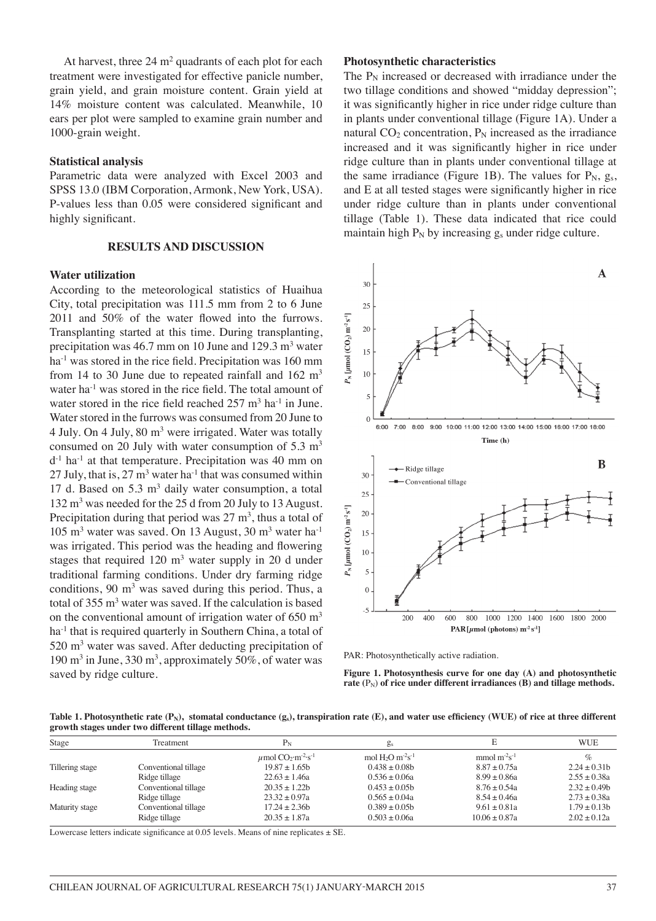At harvest, three 24 $m^2$ quadrants of each plot for each treatment were investigated for effective panicle number, grain yield, and grain moisture content. Grain yield at 14% moisture content was calculated. Meanwhile, 10 ears per plot were sampled to examine grain number and 1000-grain weight.

### Statistical analysis

Parametric data were analyzed with Excel 2003 and SPSS 13.0 (IBM Corporation, Armonk, New York, USA). P-values less than 0.05 were considered significant and highly significant.

## RESULTS AND DISCUSSION

### Water utilization

According to the meteorological statistics of Huaihua City, total precipitation was 111.5 mm from 2 to 6 June 2011 and 50% of the water flowed into the furrows. Transplanting started at this time. During transplanting, precipitation was 46.7 mm on 10 June and 129.3 $m^3$ water $ha^{-1}$ was stored in the rice field. Precipitation was 160 mm from 14 to 30 June due to repeated rainfall and 162 $m^3$ water $ha^{-1}$ was stored in the rice field. The total amount of water stored in the rice field reached 257 $m^3$ $ha^{-1}$ in June. Water stored in the furrows was consumed from 20 June to 4 July. On 4 July, 80 $m^3$ were irrigated. Water was totally consumed on 20 July with water consumption of 5.3 $m^3$ $d^{-1}$ $ha^{-1}$ at that temperature. Precipitation was 40 mm on 27 July, that is, 27 $m^3$ water $ha^{-1}$ that was consumed within 17 d. Based on 5.3 $m^3$ daily water consumption, a total 132 $m^3$ was needed for the 25 d from 20 July to 13 August. Precipitation during that period was 27 $m^3$, thus a total of 105 $m^3$ water was saved. On 13 August, 30 $m^3$ water $ha^{-1}$ was irrigated. This period was the heading and flowering stages that required 120 $m^3$ water supply in 20 d under traditional farming conditions. Under dry farming ridge conditions, 90 $m^3$ was saved during this period. Thus, a total of 355 $m^3$ water was saved. If the calculation is based on the conventional amount of irrigation water of 650 $m^3$ $ha^{-1}$ that is required quarterly in Southern China, a total of 520 $m^3$ water was saved. After deducting precipitation of 190 $m^3$ in June, 330 $m^3$, approximately 50%, of water was saved by ridge culture.

### Photosynthetic characteristics

The $P_N$ increased or decreased with irradiance under the two tillage conditions and showed "midday depression"; it was significantly higher in rice under ridge culture than in plants under conventional tillage (Figure 1A). Under a natural $CO_2$ concentration, $P_N$ increased as the irradiance increased and it was significantly higher in rice under ridge culture than in plants under conventional tillage at the same irradiance (Figure 1B). The values for $P_N$, $g_s$, and E at all tested stages were significantly higher in rice under ridge culture than in plants under conventional tillage (Table 1). These data indicated that rice could maintain high $P_N$ by increasing $g_s$ under ridge culture.

PAR: Photosynthetically active radiation.

**Figure 1. Photosynthesis curve for one day (A) and photosynthetic rate ($P_N$) of rice under different irradiances (B) and tillage methods.**

**Table 1. Photosynthetic rate ($P_N$), stomatal conductance ($g_s$), transpiration rate (E), and water use efficiency (WUE) of rice at three different growth stages under two different tillage methods.**

| Stage | Treatment | $P_N$ | $g_s$ | E | WUE |
|---|---|---|---|---|---|
| | | $\mu mol\ CO_2 \cdot m^{-2} \cdot s^{-1}$ | $mol\ H_2O\ m^{-2}s^{-1}$ | $mmol\ m^{-2}s^{-1}$ | % |
| Tillering stage | Conventional tillage | 19.87 ± 1.65b | 0.438 ± 0.08b | 8.87 ± 0.75a | 2.24 ± 0.31b |
| | Ridge tillage | 22.63 ± 1.46a | 0.536 ± 0.06a | 8.99 ± 0.86a | 2.55 ± 0.38a |
| Heading stage | Conventional tillage | 20.35 ± 1.22b | 0.453 ± 0.05b | 8.76 ± 0.54a | 2.32 ± 0.49b |
| | Ridge tillage | 23.32 ± 0.97a | 0.565 ± 0.04a | 8.54 ± 0.46a | 2.73 ± 0.38a |
| Maturity stage | Conventional tillage | 17.24 ± 2.36b | 0.389 ± 0.05b | 9.61 ± 0.81a | 1.79 ± 0.13b |
| | Ridge tillage | 20.35 ± 1.87a | 0.503 ± 0.06a | 10.06 ± 0.87a | 2.02 ± 0.12a |

Lowercase letters indicate significance at 0.05 levels. Means of nine replicates ± SE.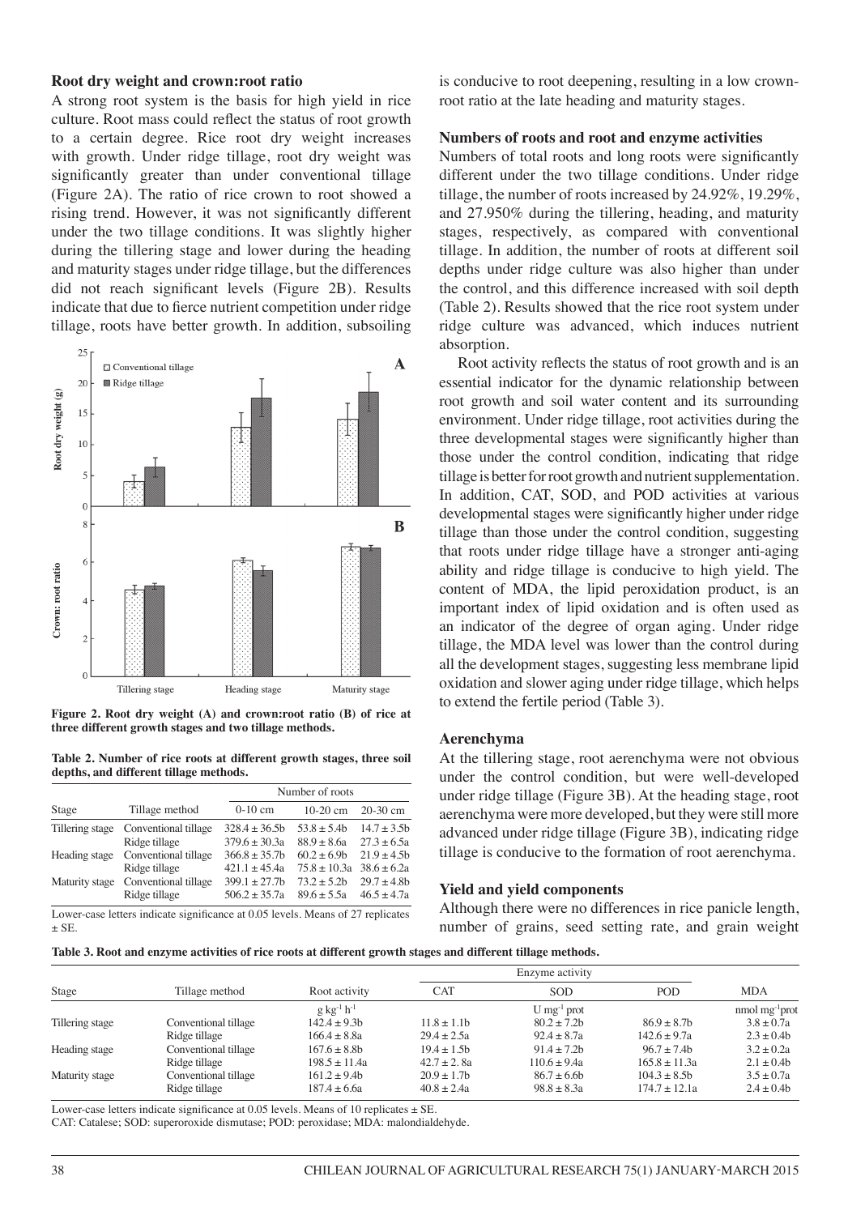### Root dry weight and crown:root ratio

A strong root system is the basis for high yield in rice culture. Root mass could reflect the status of root growth to a certain degree. Rice root dry weight increases with growth. Under ridge tillage, root dry weight was significantly greater than under conventional tillage (Figure 2A). The ratio of rice crown to root showed a rising trend. However, it was not significantly different under the two tillage conditions. It was slightly higher during the tillering stage and lower during the heading and maturity stages under ridge tillage, but the differences did not reach significant levels (Figure 2B). Results indicate that due to fierce nutrient competition under ridge tillage, roots have better growth. In addition, subsoiling is conducive to root deepening, resulting in a low crown-root ratio at the late heading and maturity stages.

**Figure 2. Root dry weight (A) and crown:root ratio (B) of rice at three different growth stages and two tillage methods.**

**Table 2. Number of rice roots at different growth stages, three soil depths, and different tillage methods.**

| Stage | Tillage method | Number of roots | | |
|---|---|---|---|---|
| | | 0-10 cm | 10-20 cm | 20-30 cm |
| Tillering stage | Conventional tillage | 328.4 ± 36.5b | 53.8 ± 5.4b | 14.7 ± 3.5b |
| | Ridge tillage | 379.6 ± 30.3a | 88.9 ± 8.6a | 27.3 ± 6.5a |
| Heading stage | Conventional tillage | 366.8 ± 35.7b | 60.2 ± 6.9b | 21.9 ± 4.5b |
| | Ridge tillage | 421.1 ± 45.4a | 75.8 ± 10.3a | 38.6 ± 6.2a |
| Maturity stage | Conventional tillage | 399.1 ± 27.7b | 73.2 ± 5.2b | 29.7 ± 4.8b |
| | Ridge tillage | 506.2 ± 35.7a | 89.6 ± 5.5a | 46.5 ± 4.7a |

Lower-case letters indicate significance at 0.05 levels. Means of 27 replicates ± SE.

### Numbers of roots and root and enzyme activities

Numbers of total roots and long roots were significantly different under the two tillage conditions. Under ridge tillage, the number of roots increased by 24.92%, 19.29%, and 27.950% during the tillering, heading, and maturity stages, respectively, as compared with conventional tillage. In addition, the number of roots at different soil depths under ridge culture was also higher than under the control, and this difference increased with soil depth (Table 2). Results showed that the rice root system under ridge culture was advanced, which induces nutrient absorption.

Root activity reflects the status of root growth and is an essential indicator for the dynamic relationship between root growth and soil water content and its surrounding environment. Under ridge tillage, root activities during the three developmental stages were significantly higher than those under the control condition, indicating that ridge tillage is better for root growth and nutrient supplementation. In addition, CAT, SOD, and POD activities at various developmental stages were significantly higher under ridge tillage than those under the control condition, suggesting that roots under ridge tillage have a stronger anti-aging ability and ridge tillage is conducive to high yield. The content of MDA, the lipid peroxidation product, is an important index of lipid oxidation and is often used as an indicator of the degree of organ aging. Under ridge tillage, the MDA level was lower than the control during all the development stages, suggesting less membrane lipid oxidation and slower aging under ridge tillage, which helps to extend the fertile period (Table 3).

### Aerenchyma

At the tillering stage, root aerenchyma were not obvious under the control condition, but were well-developed under ridge tillage (Figure 3B). At the heading stage, root aerenchyma were more developed, but they were still more advanced under ridge tillage (Figure 3B), indicating ridge tillage is conducive to the formation of root aerenchyma.

### Yield and yield components

Although there were no differences in rice panicle length, number of grains, seed setting rate, and grain weight

**Table 3. Root and enzyme activities of rice roots at different growth stages and different tillage methods.**

| Stage | Tillage method | Root activity | Enzyme activity | | | MDA |
|---|---|---|---|---|---|---|
| | | | CAT | SOD | POD | |
| | | $g\ kg^{-1}\ h^{-1}$ | | $U\ mg^{-1}$ prot | | nmol $mg^{-1}$prot |
| Tillering stage | Conventional tillage | 142.4 ± 9.3b | 11.8 ± 1.1b | 80.2 ± 7.2b | 86.9 ± 8.7b | 3.8 ± 0.7a |
| | Ridge tillage | 166.4 ± 8.8a | 29.4 ± 2.5a | 92.4 ± 8.7a | 142.6 ± 9.7a | 2.3 ± 0.4b |
| Heading stage | Conventional tillage | 167.6 ± 8.8b | 19.4 ± 1.5b | 91.4 ± 7.2b | 96.7 ± 7.4b | 3.2 ± 0.2a |
| | Ridge tillage | 198.5 ± 11.4a | 42.7 ± 2. 8a | 110.6 ± 9.4a | 165.8 ± 11.3a | 2.1 ± 0.4b |
| Maturity stage | Conventional tillage | 161.2 ± 9.4b | 20.9 ± 1.7b | 86.7 ± 6.6b | 104.3 ± 8.5b | 3.5 ± 0.7a |
| | Ridge tillage | 187.4 ± 6.6a | 40.8 ± 2.4a | 98.8 ± 8.3a | 174.7 ± 12.1a | 2.4 ± 0.4b |

Lower-case letters indicate significance at 0.05 levels. Means of 10 replicates ± SE.
CAT: Catalese; SOD: superoroxide dismutase; POD: peroxidase; MDA: malondialdehyde.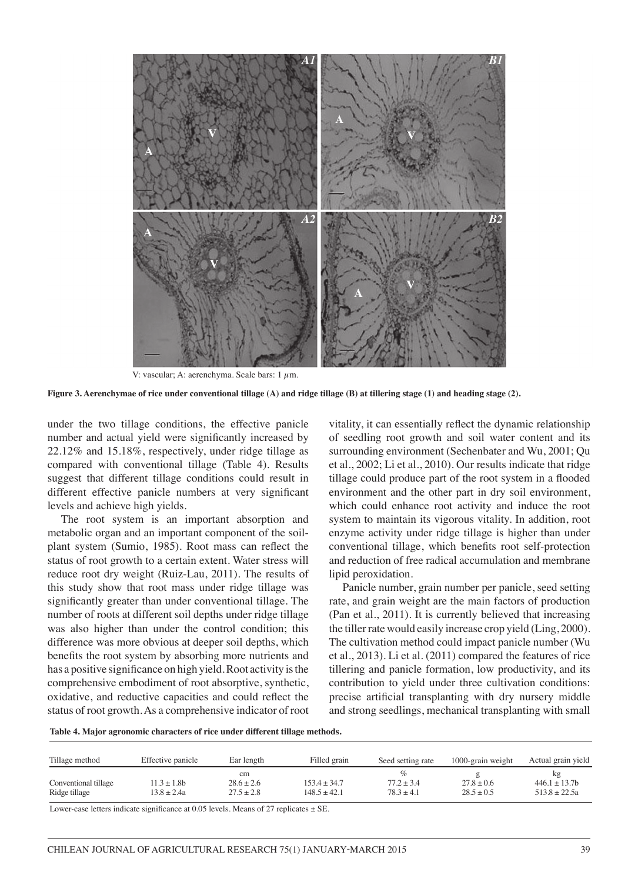V: vascular; A: aerenchyma. Scale bars: 1 $\mu$m.

**Figure 3. Aerenchymae of rice under conventional tillage (A) and ridge tillage (B) at tillering stage (1) and heading stage (2).**

under the two tillage conditions, the effective panicle number and actual yield were significantly increased by 22.12% and 15.18%, respectively, under ridge tillage as compared with conventional tillage (Table 4). Results suggest that different tillage conditions could result in different effective panicle numbers at very significant levels and achieve high yields.

The root system is an important absorption and metabolic organ and an important component of the soil-plant system (Sumio, 1985). Root mass can reflect the status of root growth to a certain extent. Water stress will reduce root dry weight (Ruiz-Lau, 2011). The results of this study show that root mass under ridge tillage was significantly greater than under conventional tillage. The number of roots at different soil depths under ridge tillage was also higher than under the control condition; this difference was more obvious at deeper soil depths, which benefits the root system by absorbing more nutrients and has a positive significance on high yield. Root activity is the comprehensive embodiment of root absorptive, synthetic, oxidative, and reductive capacities and could reflect the status of root growth. As a comprehensive indicator of root vitality, it can essentially reflect the dynamic relationship of seedling root growth and soil water content and its surrounding environment (Sechenbater and Wu, 2001; Qu et al., 2002; Li et al., 2010). Our results indicate that ridge tillage could produce part of the root system in a flooded environment and the other part in dry soil environment, which could enhance root activity and induce the root system to maintain its vigorous vitality. In addition, root enzyme activity under ridge tillage is higher than under conventional tillage, which benefits root self-protection and reduction of free radical accumulation and membrane lipid peroxidation.

Panicle number, grain number per panicle, seed setting rate, and grain weight are the main factors of production (Pan et al., 2011). It is currently believed that increasing the tiller rate would easily increase crop yield (Ling, 2000). The cultivation method could impact panicle number (Wu et al., 2013). Li et al. (2011) compared the features of rice tillering and panicle formation, low productivity, and its contribution to yield under three cultivation conditions: precise artificial transplanting with dry nursery middle and strong seedlings, mechanical transplanting with small

**Table 4. Major agronomic characters of rice under different tillage methods.**

| Tillage method | Effective panicle | Ear length | Filled grain | Seed setting rate | 1000-grain weight | Actual grain yield |
|---|---|---|---|---|---|---|
| | | cm | | % | g | kg |
| Conventional tillage | 11.3 ± 1.8b | 28.6 ± 2.6 | 153.4 ± 34.7 | 77.2 ± 3.4 | 27.8 ± 0.6 | 446.1 ± 13.7b |
| Ridge tillage | 13.8 ± 2.4a | 27.5 ± 2.8 | 148.5 ± 42.1 | 78.3 ± 4.1 | 28.5 ± 0.5 | 513.8 ± 22.5a |

Lower-case letters indicate significance at 0.05 levels. Means of 27 replicates ± SE.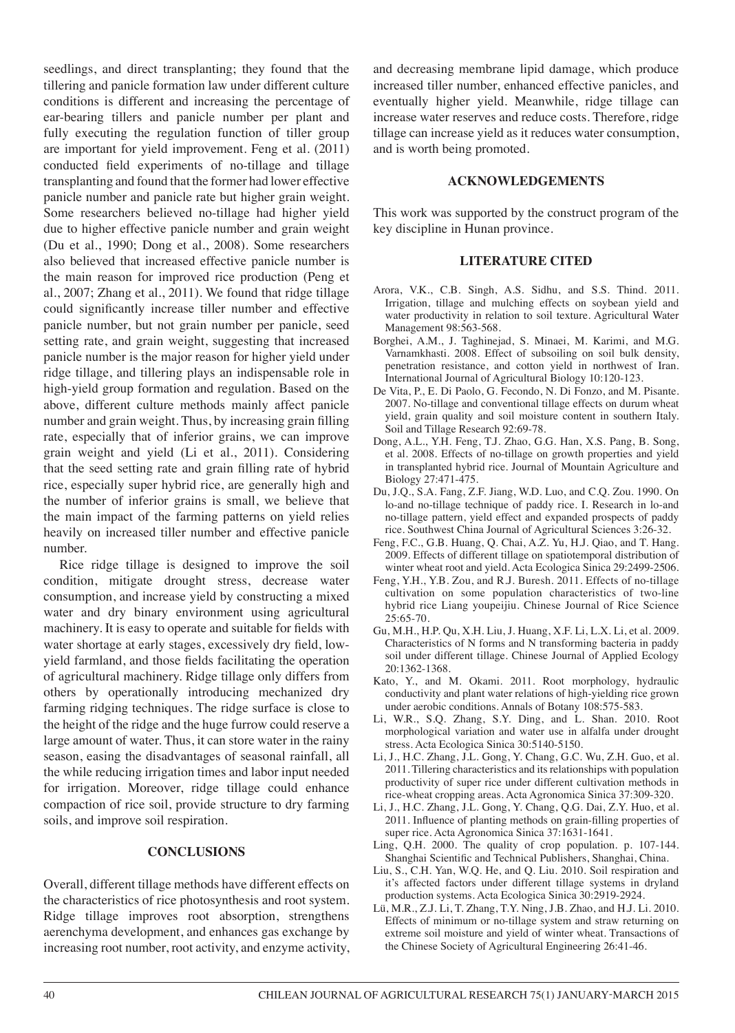seedlings, and direct transplanting; they found that the tillering and panicle formation law under different culture conditions is different and increasing the percentage of ear-bearing tillers and panicle number per plant and fully executing the regulation function of tiller group are important for yield improvement. Feng et al. (2011) conducted field experiments of no-tillage and tillage transplanting and found that the former had lower effective panicle number and panicle rate but higher grain weight. Some researchers believed no-tillage had higher yield due to higher effective panicle number and grain weight (Du et al., 1990; Dong et al., 2008). Some researchers also believed that increased effective panicle number is the main reason for improved rice production (Peng et al., 2007; Zhang et al., 2011). We found that ridge tillage could significantly increase tiller number and effective panicle number, but not grain number per panicle, seed setting rate, and grain weight, suggesting that increased panicle number is the major reason for higher yield under ridge tillage, and tillering plays an indispensable role in high-yield group formation and regulation. Based on the above, different culture methods mainly affect panicle number and grain weight. Thus, by increasing grain filling rate, especially that of inferior grains, we can improve grain weight and yield (Li et al., 2011). Considering that the seed setting rate and grain filling rate of hybrid rice, especially super hybrid rice, are generally high and the number of inferior grains is small, we believe that the main impact of the farming patterns on yield relies heavily on increased tiller number and effective panicle number.

Rice ridge tillage is designed to improve the soil condition, mitigate drought stress, decrease water consumption, and increase yield by constructing a mixed water and dry binary environment using agricultural machinery. It is easy to operate and suitable for fields with water shortage at early stages, excessively dry field, low-yield farmland, and those fields facilitating the operation of agricultural machinery. Ridge tillage only differs from others by operationally introducing mechanized dry farming ridging techniques. The ridge surface is close to the height of the ridge and the huge furrow could reserve a large amount of water. Thus, it can store water in the rainy season, easing the disadvantages of seasonal rainfall, all the while reducing irrigation times and labor input needed for irrigation. Moreover, ridge tillage could enhance compaction of rice soil, provide structure to dry farming soils, and improve soil respiration.

## CONCLUSIONS

Overall, different tillage methods have different effects on the characteristics of rice photosynthesis and root system. Ridge tillage improves root absorption, strengthens aerenchyma development, and enhances gas exchange by increasing root number, root activity, and enzyme activity, and decreasing membrane lipid damage, which produce increased tiller number, enhanced effective panicles, and eventually higher yield. Meanwhile, ridge tillage can increase water reserves and reduce costs. Therefore, ridge tillage can increase yield as it reduces water consumption, and is worth being promoted.

## ACKNOWLEDGEMENTS

This work was supported by the construct program of the key discipline in Hunan province.

## LITERATURE CITED

Arora, V.K., C.B. Singh, A.S. Sidhu, and S.S. Thind. 2011. Irrigation, tillage and mulching effects on soybean yield and water productivity in relation to soil texture. Agricultural Water Management 98:563-568.

Borghei, A.M., J. Taghinejad, S. Minaei, M. Karimi, and M.G. Varnamkhasti. 2008. Effect of subsoiling on soil bulk density, penetration resistance, and cotton yield in northwest of Iran. International Journal of Agricultural Biology 10:120-123.

De Vita, P., E. Di Paolo, G. Fecondo, N. Di Fonzo, and M. Pisante. 2007. No-tillage and conventional tillage effects on durum wheat yield, grain quality and soil moisture content in southern Italy. Soil and Tillage Research 92:69-78.

Dong, A.L., Y.H. Feng, T.J. Zhao, G.G. Han, X.S. Pang, B. Song, et al. 2008. Effects of no-tillage on growth properties and yield in transplanted hybrid rice. Journal of Mountain Agriculture and Biology 27:471-475.

Du, J.Q., S.A. Fang, Z.F. Jiang, W.D. Luo, and C.Q. Zou. 1990. On lo-and no-tillage technique of paddy rice. I. Research in lo-and no-tillage pattern, yield effect and expanded prospects of paddy rice. Southwest China Journal of Agricultural Sciences 3:26-32.

Feng, F.C., G.B. Huang, Q. Chai, A.Z. Yu, H.J. Qiao, and T. Hang. 2009. Effects of different tillage on spatiotemporal distribution of winter wheat root and yield. Acta Ecologica Sinica 29:2499-2506.

Feng, Y.H., Y.B. Zou, and R.J. Buresh. 2011. Effects of no-tillage cultivation on some population characteristics of two-line hybrid rice Liang youpeijiu. Chinese Journal of Rice Science 25:65-70.

Gu, M.H., H.P. Qu, X.H. Liu, J. Huang, X.F. Li, L.X. Li, et al. 2009. Characteristics of N forms and N transforming bacteria in paddy soil under different tillage. Chinese Journal of Applied Ecology 20:1362-1368.

Kato, Y., and M. Okami. 2011. Root morphology, hydraulic conductivity and plant water relations of high-yielding rice grown under aerobic conditions. Annals of Botany 108:575-583.

Li, W.R., S.Q. Zhang, S.Y. Ding, and L. Shan. 2010. Root morphological variation and water use in alfalfa under drought stress. Acta Ecologica Sinica 30:5140-5150.

Li, J., H.C. Zhang, J.L. Gong, Y. Chang, G.C. Wu, Z.H. Guo, et al. 2011. Tillering characteristics and its relationships with population productivity of super rice under different cultivation methods in rice-wheat cropping areas. Acta Agronomica Sinica 37:309-320.

Li, J., H.C. Zhang, J.L. Gong, Y. Chang, Q.G. Dai, Z.Y. Huo, et al. 2011. Influence of planting methods on grain-filling properties of super rice. Acta Agronomica Sinica 37:1631-1641.

Ling, Q.H. 2000. The quality of crop population. p. 107-144. Shanghai Scientific and Technical Publishers, Shanghai, China.

Liu, S., C.H. Yan, W.Q. He, and Q. Liu. 2010. Soil respiration and it's affected factors under different tillage systems in dryland production systems. Acta Ecologica Sinica 30:2919-2924.

Lü, M.R., Z.J. Li, T. Zhang, T.Y. Ning, J.B. Zhao, and H.J. Li. 2010. Effects of minimum or no-tillage system and straw returning on extreme soil moisture and yield of winter wheat. Transactions of the Chinese Society of Agricultural Engineering 26:41-46.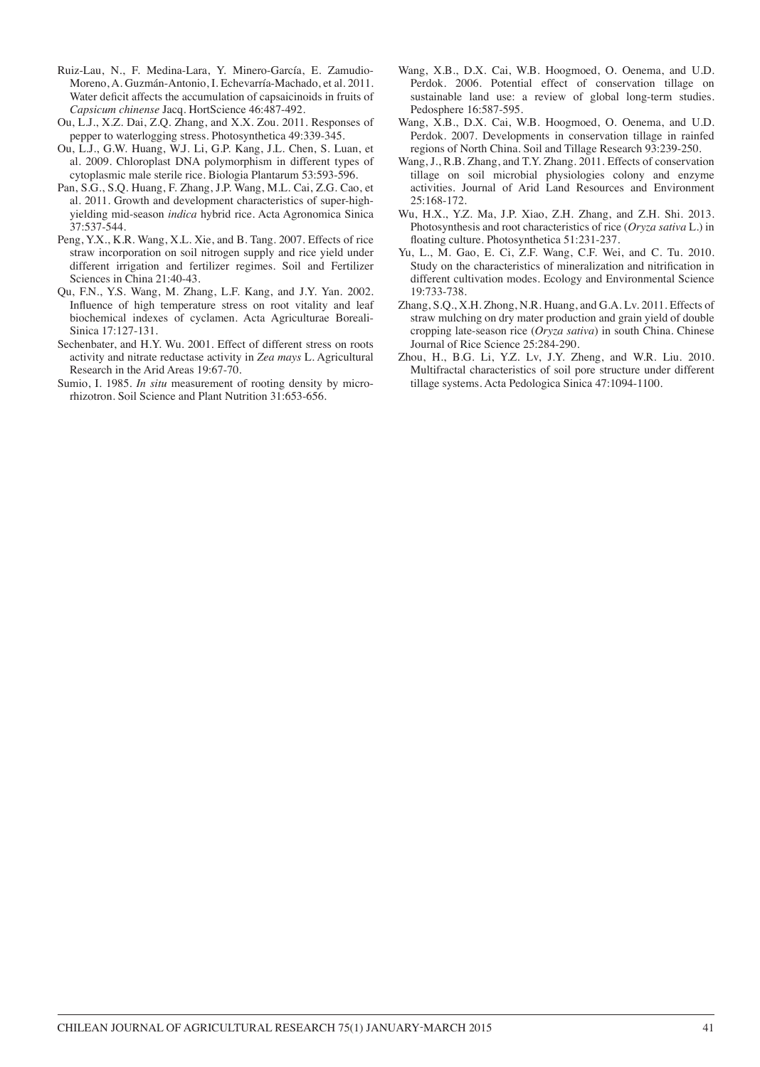Ruiz-Lau, N., F. Medina-Lara, Y. Minero-García, E. Zamudio-Moreno, A. Guzmán-Antonio, I. Echevarría-Machado, et al. 2011. Water deficit affects the accumulation of capsaicinoids in fruits of *Capsicum chinense* Jacq. HortScience 46:487-492.

Ou, L.J., X.Z. Dai, Z.Q. Zhang, and X.X. Zou. 2011. Responses of pepper to waterlogging stress. Photosynthetica 49:339-345.

Ou, L.J., G.W. Huang, W.J. Li, G.P. Kang, J.L. Chen, S. Luan, et al. 2009. Chloroplast DNA polymorphism in different types of cytoplasmic male sterile rice. Biologia Plantarum 53:593-596.

Pan, S.G., S.Q. Huang, F. Zhang, J.P. Wang, M.L. Cai, Z.G. Cao, et al. 2011. Growth and development characteristics of super-high-yielding mid-season *indica* hybrid rice. Acta Agronomica Sinica 37:537-544.

Peng, Y.X., K.R. Wang, X.L. Xie, and B. Tang. 2007. Effects of rice straw incorporation on soil nitrogen supply and rice yield under different irrigation and fertilizer regimes. Soil and Fertilizer Sciences in China 21:40-43.

Qu, F.N., Y.S. Wang, M. Zhang, L.F. Kang, and J.Y. Yan. 2002. Influence of high temperature stress on root vitality and leaf biochemical indexes of cyclamen. Acta Agriculturae Boreali-Sinica 17:127-131.

Sechenbater, and H.Y. Wu. 2001. Effect of different stress on roots activity and nitrate reductase activity in *Zea mays* L. Agricultural Research in the Arid Areas 19:67-70.

Sumio, I. 1985. *In situ* measurement of rooting density by micro-rhizotron. Soil Science and Plant Nutrition 31:653-656.

Wang, X.B., D.X. Cai, W.B. Hoogmoed, O. Oenema, and U.D. Perdok. 2006. Potential effect of conservation tillage on sustainable land use: a review of global long-term studies. Pedosphere 16:587-595.

Wang, X.B., D.X. Cai, W.B. Hoogmoed, O. Oenema, and U.D. Perdok. 2007. Developments in conservation tillage in rainfed regions of North China. Soil and Tillage Research 93:239-250.

Wang, J., R.B. Zhang, and T.Y. Zhang. 2011. Effects of conservation tillage on soil microbial physiologies colony and enzyme activities. Journal of Arid Land Resources and Environment 25:168-172.

Wu, H.X., Y.Z. Ma, J.P. Xiao, Z.H. Zhang, and Z.H. Shi. 2013. Photosynthesis and root characteristics of rice (*Oryza sativa* L.) in floating culture. Photosynthetica 51:231-237.

Yu, L., M. Gao, E. Ci, Z.F. Wang, C.F. Wei, and C. Tu. 2010. Study on the characteristics of mineralization and nitrification in different cultivation modes. Ecology and Environmental Science 19:733-738.

Zhang, S.Q., X.H. Zhong, N.R. Huang, and G.A. Lv. 2011. Effects of straw mulching on dry mater production and grain yield of double cropping late-season rice (*Oryza sativa*) in south China. Chinese Journal of Rice Science 25:284-290.

Zhou, H., B.G. Li, Y.Z. Lv, J.Y. Zheng, and W.R. Liu. 2010. Multifractal characteristics of soil pore structure under different tillage systems. Acta Pedologica Sinica 47:1094-1100.